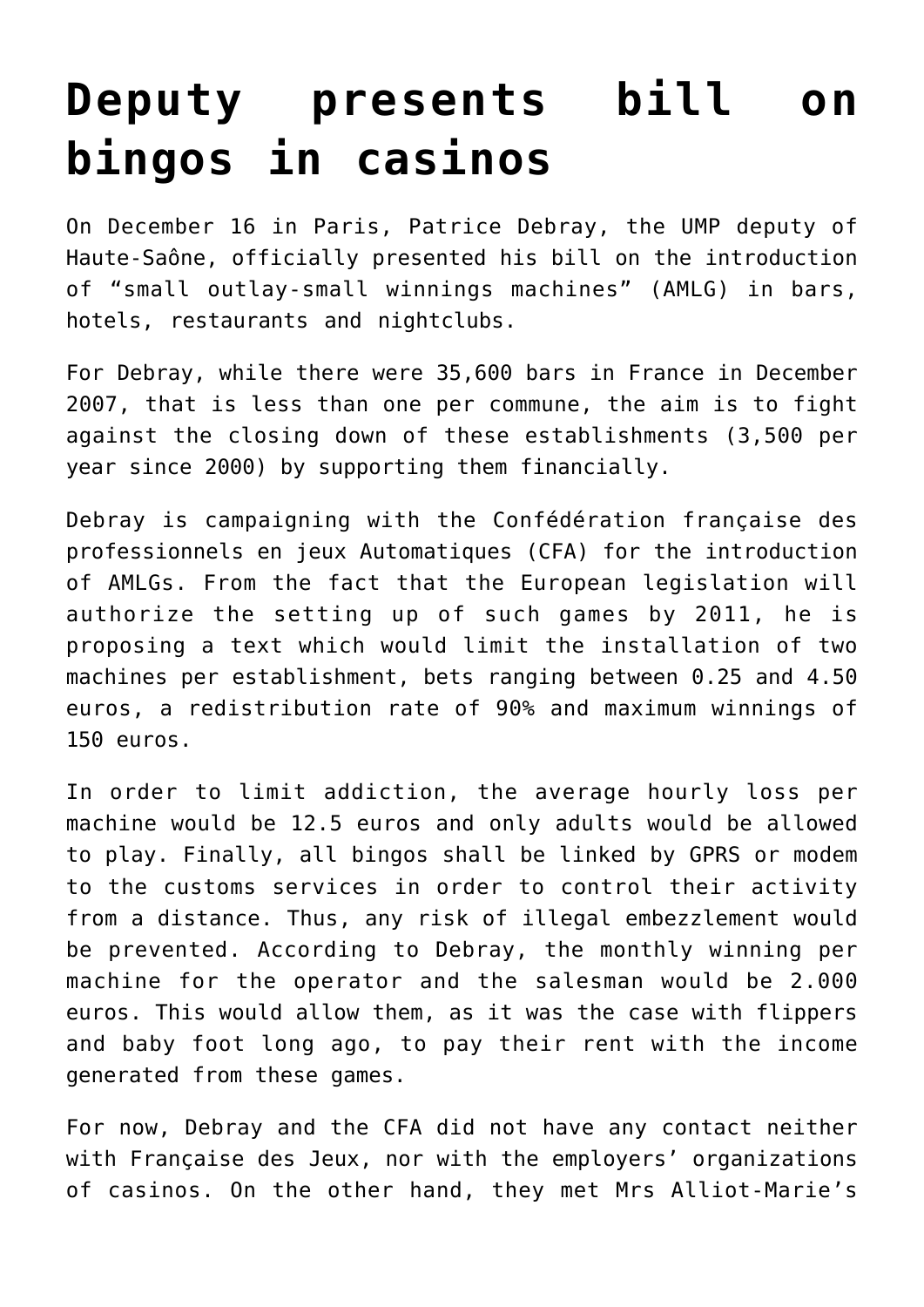# Deputy presents bill on bingos in casinos

On December 16 in Paris, Patrice Debray, the UMP deputy of Haute-Saône, officially presented his bill on the introduction of "small outlay-small winnings machines" (AMLG) in bars, hotels, restaurants and nightclubs.

For Debray, while there were 35,600 bars in France in December 2007, that is less than one per commune, the aim is to fight against the closing down of these establishments (3,500 per year since 2000) by supporting them financially.

Debray is campaigning with the Confédération française des professionnels en jeux Automatiques (CFA) for the introduction of AMLGs. From the fact that the European legislation will authorize the setting up of such games by 2011, he is proposing a text which would limit the installation of two machines per establishment, bets ranging between 0.25 and 4.50 euros, a redistribution rate of 90% and maximum winnings of 150 euros.

In order to limit addiction, the average hourly loss per machine would be 12.5 euros and only adults would be allowed to play. Finally, all bingos shall be linked by GPRS or modem to the customs services in order to control their activity from a distance. Thus, any risk of illegal embezzlement would be prevented. According to Debray, the monthly winning per machine for the operator and the salesman would be 2.000 euros. This would allow them, as it was the case with flippers and baby foot long ago, to pay their rent with the income generated from these games.

For now, Debray and the CFA did not have any contact neither with Française des Jeux, nor with the employers' organizations of casinos. On the other hand, they met Mrs Alliot-Marie's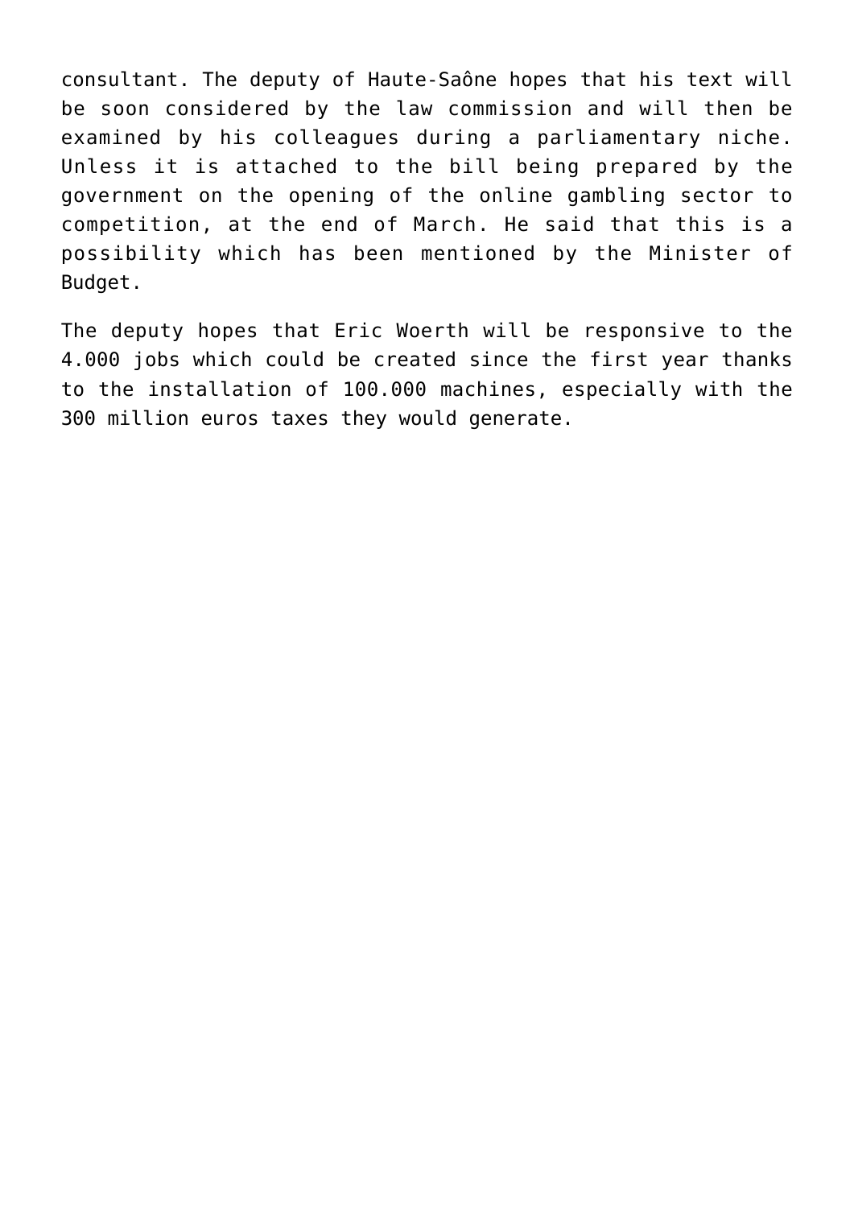consultant. The deputy of Haute-Saône hopes that his text will be soon considered by the law commission and will then be examined by his colleagues during a parliamentary niche. Unless it is attached to the bill being prepared by the government on the opening of the online gambling sector to competition, at the end of March. He said that this is a possibility which has been mentioned by the Minister of Budget.

The deputy hopes that Eric Woerth will be responsive to the 4.000 jobs which could be created since the first year thanks to the installation of 100.000 machines, especially with the 300 million euros taxes they would generate.